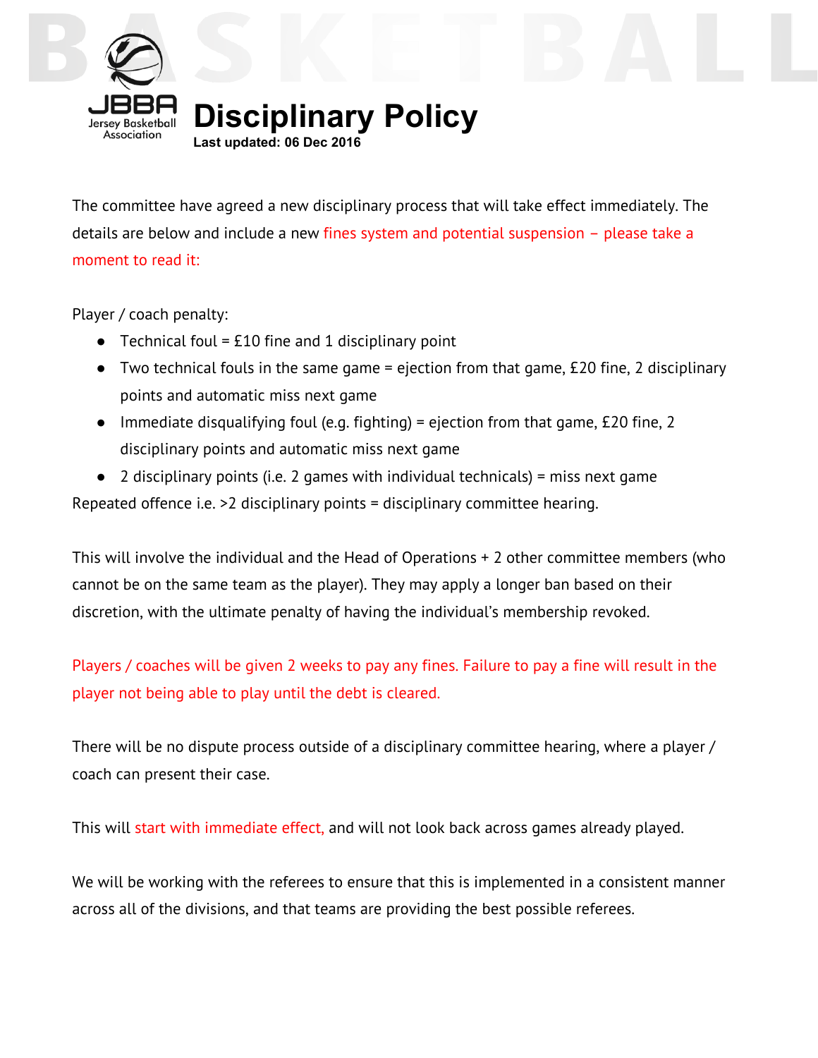JBBA Jersey Basketball Association

# Disciplinary Policy

**Last updated: 06 Dec 2016**

The committee have agreed a new disciplinary process that will take effect immediately. The details are below and include a new fines system and potential suspension – please take a moment to read it:

Player / coach penalty:

- Technical foul = £10 fine and 1 disciplinary point
- Two technical fouls in the same game = ejection from that game, £20 fine, 2 disciplinary points and automatic miss next game
- Immediate disqualifying foul (e.g. fighting) = ejection from that game, £20 fine, 2 disciplinary points and automatic miss next game
- 2 disciplinary points (i.e. 2 games with individual technicals) = miss next game

Repeated offence i.e. >2 disciplinary points = disciplinary committee hearing.

This will involve the individual and the Head of Operations + 2 other committee members (who cannot be on the same team as the player). They may apply a longer ban based on their discretion, with the ultimate penalty of having the individual's membership revoked.

Players / coaches will be given 2 weeks to pay any fines. Failure to pay a fine will result in the player not being able to play until the debt is cleared.

There will be no dispute process outside of a disciplinary committee hearing, where a player / coach can present their case.

This will start with immediate effect, and will not look back across games already played.

We will be working with the referees to ensure that this is implemented in a consistent manner across all of the divisions, and that teams are providing the best possible referees.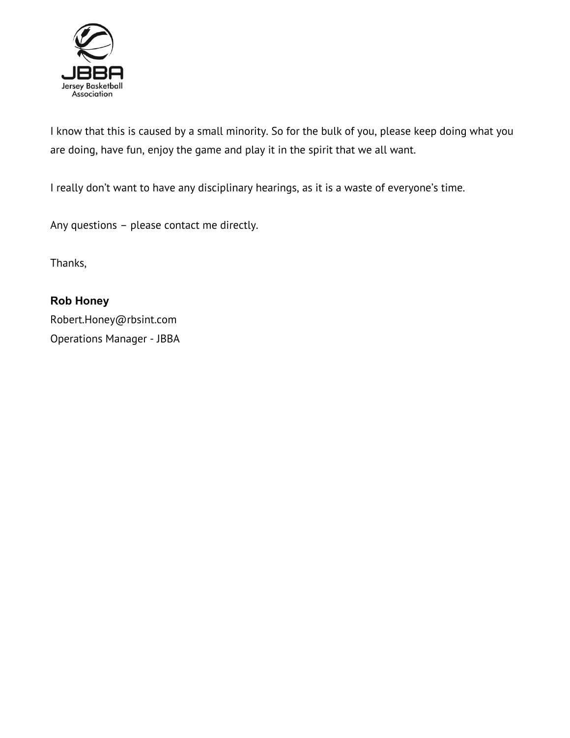I know that this is caused by a small minority. So for the bulk of you, please keep doing what you are doing, have fun, enjoy the game and play it in the spirit that we all want.

I really don't want to have any disciplinary hearings, as it is a waste of everyone's time.

Any questions – please contact me directly.

Thanks,

**Rob Honey**
Robert.Honey@rbsint.com
Operations Manager - JBBA